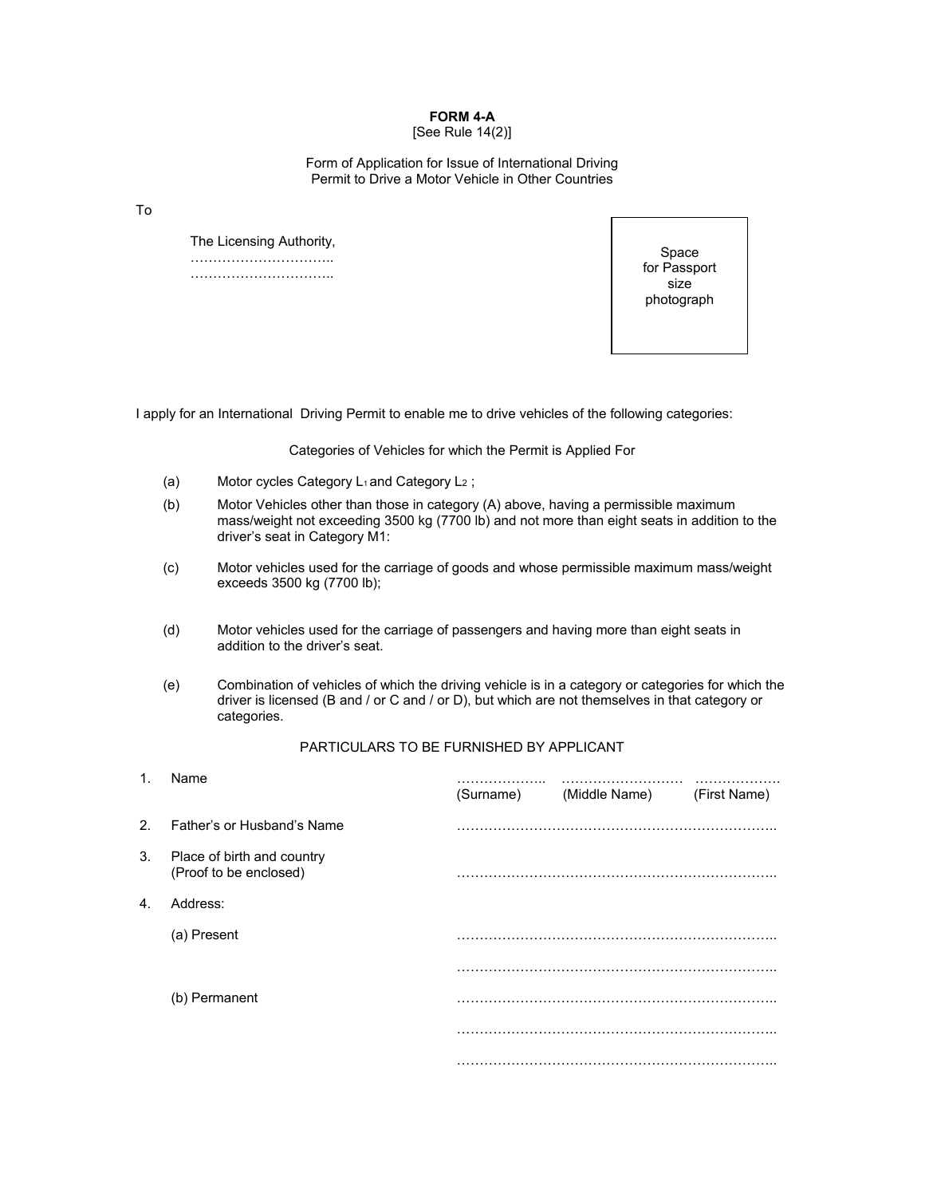**FORM 4-A**

[See Rule 14(2)]

Form of Application for Issue of International Driving Permit to Drive a Motor Vehicle in Other Countries

To

The Licensing Authority,
…………………………..
…………………………..

Space for Passport size photograph

I apply for an International Driving Permit to enable me to drive vehicles of the following categories:

Categories of Vehicles for which the Permit is Applied For

(a) Motor cycles Category $L_1$ and Category $L_2$ ;

(b) Motor Vehicles other than those in category (A) above, having a permissible maximum mass/weight not exceeding 3500 kg (7700 lb) and not more than eight seats in addition to the driver's seat in Category M1:

(c) Motor vehicles used for the carriage of goods and whose permissible maximum mass/weight exceeds 3500 kg (7700 lb);

(d) Motor vehicles used for the carriage of passengers and having more than eight seats in addition to the driver's seat.

(e) Combination of vehicles of which the driving vehicle is in a category or categories for which the driver is licensed (B and / or C and / or D), but which are not themselves in that category or categories.

PARTICULARS TO BE FURNISHED BY APPLICANT

1. Name ……………….. (Surname) ……………………… (Middle Name) ………………. (First Name)

2. Father's or Husband's Name …………………………………………………………..

3. Place of birth and country (Proof to be enclosed) …………………………………………………………..

4. Address:

   (a) Present …………………………………………………………..
   …………………………………………………………..

   (b) Permanent …………………………………………………………..
   …………………………………………………………..
   …………………………………………………………..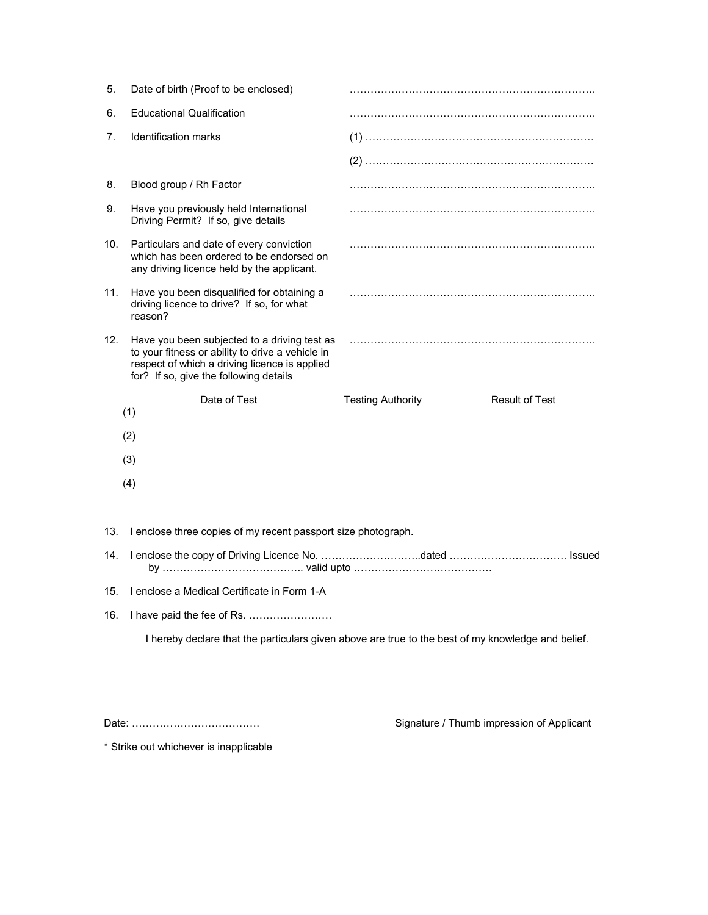5. Date of birth (Proof to be enclosed) ……………………………………………………………..

6. Educational Qualification ……………………………………………………………..

7. Identification marks (1) …………………………………………………………

   (2) …………………………………………………………

8. Blood group / Rh Factor ……………………………………………………………..

9. Have you previously held International Driving Permit? If so, give details ……………………………………………………………..

10. Particulars and date of every conviction which has been ordered to be endorsed on any driving licence held by the applicant. ……………………………………………………………..

11. Have you been disqualified for obtaining a driving licence to drive? If so, for what reason? ……………………………………………………………..

12. Have you been subjected to a driving test as to your fitness or ability to drive a vehicle in respect of which a driving licence is applied for? If so, give the following details ……………………………………………………………..

| | Date of Test | Testing Authority | Result of Test |
|---|---|---|---|
| (1) | | | |
| (2) | | | |
| (3) | | | |
| (4) | | | |

13. I enclose three copies of my recent passport size photograph.

14. I enclose the copy of Driving Licence No. ………………………..dated …………………………… Issued by ………………………………….. valid upto …………………………………

15. I enclose a Medical Certificate in Form 1-A

16. I have paid the fee of Rs. ……………………

I hereby declare that the particulars given above are true to the best of my knowledge and belief.

Date: ………………………………

Signature / Thumb impression of Applicant

* Strike out whichever is inapplicable